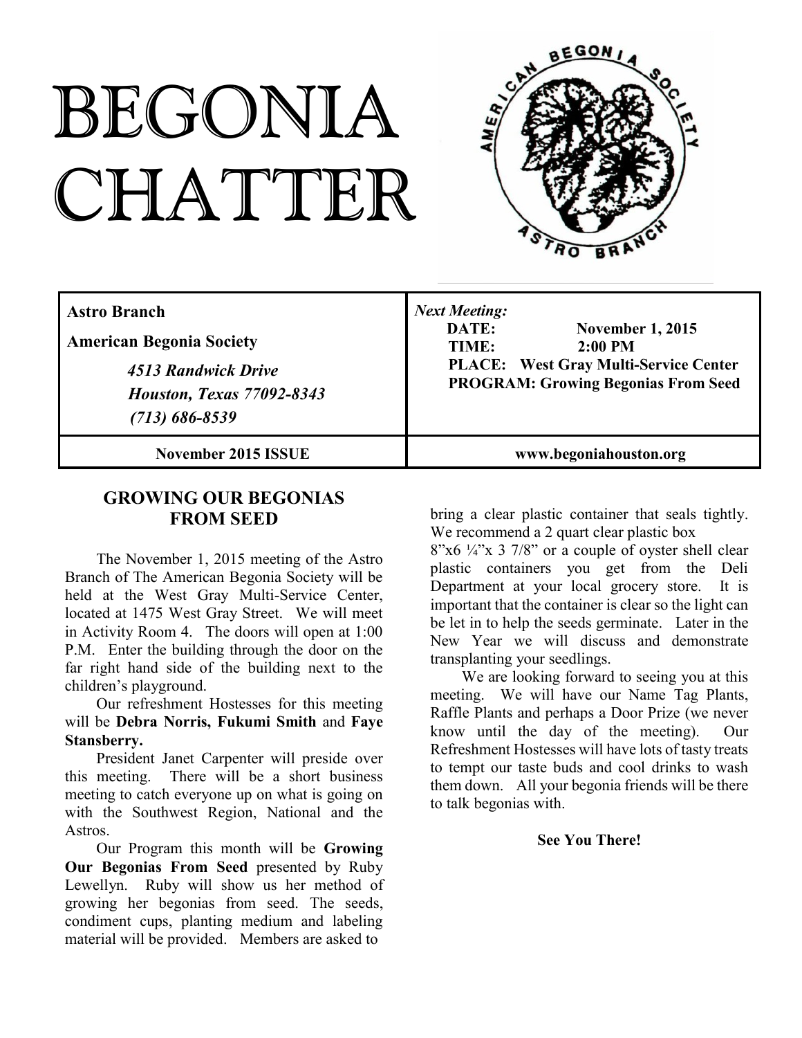# BEGONIA CHATTER

| Astro Branch<br>American Begonia Society<br>*4513 Randwick Drive*<br>*Houston, Texas 77092-8343*<br>*(713) 686-8539* | ***Next Meeting:***<br>**DATE: November 1, 2015**<br>**TIME: 2:00 PM**<br>**PLACE: West Gray Multi-Service Center**<br>**PROGRAM: Growing Begonias From Seed** |
|---|---|
| **November 2015 ISSUE** | **www.begoniahouston.org** |

## GROWING OUR BEGONIAS FROM SEED

The November 1, 2015 meeting of the Astro Branch of The American Begonia Society will be held at the West Gray Multi-Service Center, located at 1475 West Gray Street. We will meet in Activity Room 4. The doors will open at 1:00 P.M. Enter the building through the door on the far right hand side of the building next to the children's playground.

Our refreshment Hostesses for this meeting will be **Debra Norris, Fukumi Smith** and **Faye Stansberry.**

President Janet Carpenter will preside over this meeting. There will be a short business meeting to catch everyone up on what is going on with the Southwest Region, National and the Astros.

Our Program this month will be **Growing Our Begonias From Seed** presented by Ruby Lewellyn. Ruby will show us her method of growing her begonias from seed. The seeds, condiment cups, planting medium and labeling material will be provided. Members are asked to bring a clear plastic container that seals tightly. We recommend a 2 quart clear plastic box 8"x6 ¼"x 3 7/8" or a couple of oyster shell clear plastic containers you get from the Deli Department at your local grocery store. It is important that the container is clear so the light can be let in to help the seeds germinate. Later in the New Year we will discuss and demonstrate transplanting your seedlings.

We are looking forward to seeing you at this meeting. We will have our Name Tag Plants, Raffle Plants and perhaps a Door Prize (we never know until the day of the meeting). Our Refreshment Hostesses will have lots of tasty treats to tempt our taste buds and cool drinks to wash them down. All your begonia friends will be there to talk begonias with.

**See You There!**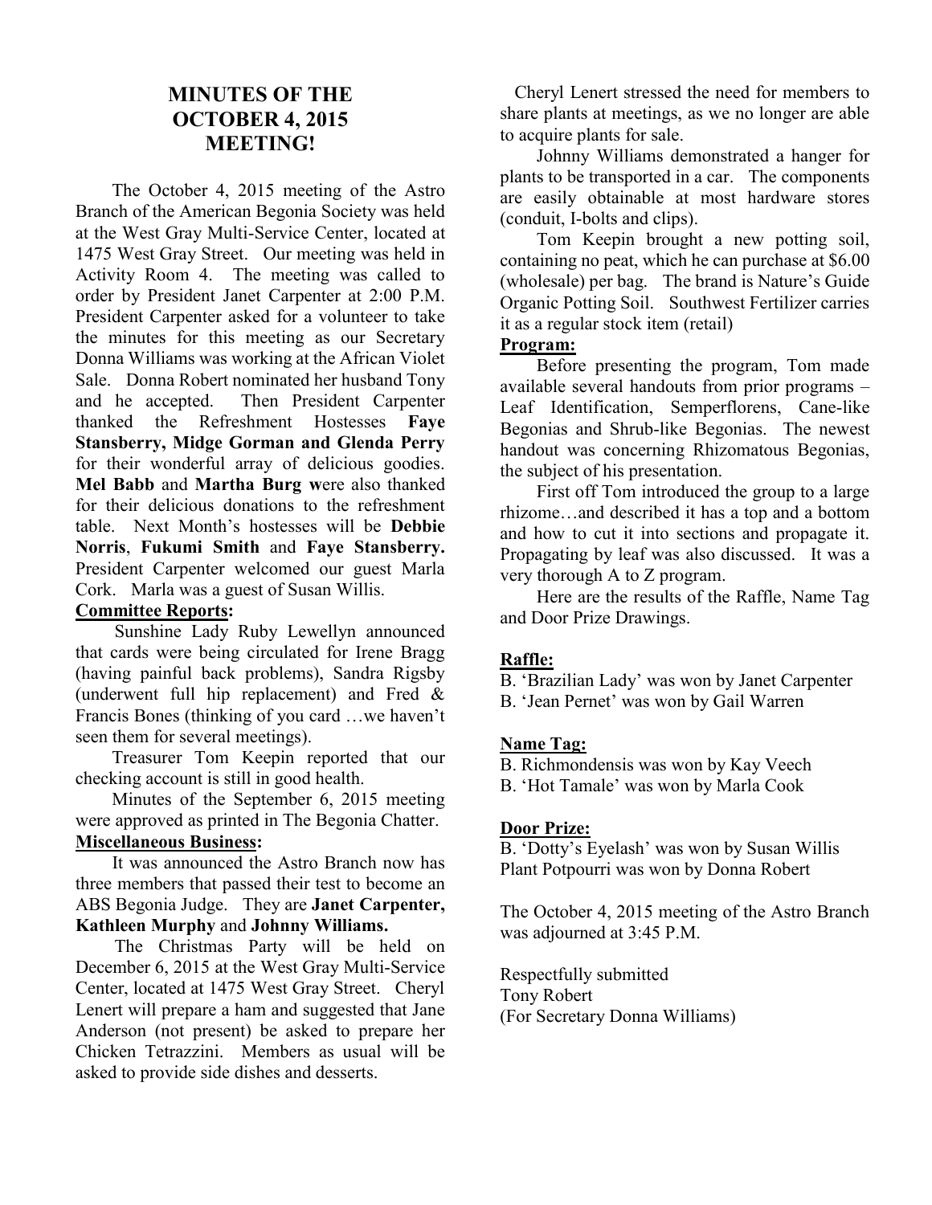# MINUTES OF THE OCTOBER 4, 2015 MEETING!

The October 4, 2015 meeting of the Astro Branch of the American Begonia Society was held at the West Gray Multi-Service Center, located at 1475 West Gray Street. Our meeting was held in Activity Room 4. The meeting was called to order by President Janet Carpenter at 2:00 P.M. President Carpenter asked for a volunteer to take the minutes for this meeting as our Secretary Donna Williams was working at the African Violet Sale. Donna Robert nominated her husband Tony and he accepted. Then President Carpenter thanked the Refreshment Hostesses **Faye Stansberry, Midge Gorman and Glenda Perry** for their wonderful array of delicious goodies. **Mel Babb** and **Martha Burg w**ere also thanked for their delicious donations to the refreshment table. Next Month's hostesses will be **Debbie Norris**, **Fukumi Smith** and **Faye Stansberry.** President Carpenter welcomed our guest Marla Cork. Marla was a guest of Susan Willis.

**Committee Reports:**

Sunshine Lady Ruby Lewellyn announced that cards were being circulated for Irene Bragg (having painful back problems), Sandra Rigsby (underwent full hip replacement) and Fred & Francis Bones (thinking of you card …we haven't seen them for several meetings).

Treasurer Tom Keepin reported that our checking account is still in good health.

Minutes of the September 6, 2015 meeting were approved as printed in The Begonia Chatter.

**Miscellaneous Business:**

It was announced the Astro Branch now has three members that passed their test to become an ABS Begonia Judge. They are **Janet Carpenter, Kathleen Murphy** and **Johnny Williams.**

The Christmas Party will be held on December 6, 2015 at the West Gray Multi-Service Center, located at 1475 West Gray Street. Cheryl Lenert will prepare a ham and suggested that Jane Anderson (not present) be asked to prepare her Chicken Tetrazzini. Members as usual will be asked to provide side dishes and desserts.

Cheryl Lenert stressed the need for members to share plants at meetings, as we no longer are able to acquire plants for sale.

Johnny Williams demonstrated a hanger for plants to be transported in a car. The components are easily obtainable at most hardware stores (conduit, I-bolts and clips).

Tom Keepin brought a new potting soil, containing no peat, which he can purchase at $6.00 (wholesale) per bag. The brand is Nature's Guide Organic Potting Soil. Southwest Fertilizer carries it as a regular stock item (retail)

**Program:**

Before presenting the program, Tom made available several handouts from prior programs – Leaf Identification, Semperflorens, Cane-like Begonias and Shrub-like Begonias. The newest handout was concerning Rhizomatous Begonias, the subject of his presentation.

First off Tom introduced the group to a large rhizome…and described it has a top and a bottom and how to cut it into sections and propagate it. Propagating by leaf was also discussed. It was a very thorough A to Z program.

Here are the results of the Raffle, Name Tag and Door Prize Drawings.

**Raffle:**

B. 'Brazilian Lady' was won by Janet Carpenter
B. 'Jean Pernet' was won by Gail Warren

**Name Tag:**

B. Richmondensis was won by Kay Veech
B. 'Hot Tamale' was won by Marla Cook

**Door Prize:**

B. 'Dotty's Eyelash' was won by Susan Willis
Plant Potpourri was won by Donna Robert

The October 4, 2015 meeting of the Astro Branch was adjourned at 3:45 P.M.

Respectfully submitted
Tony Robert
(For Secretary Donna Williams)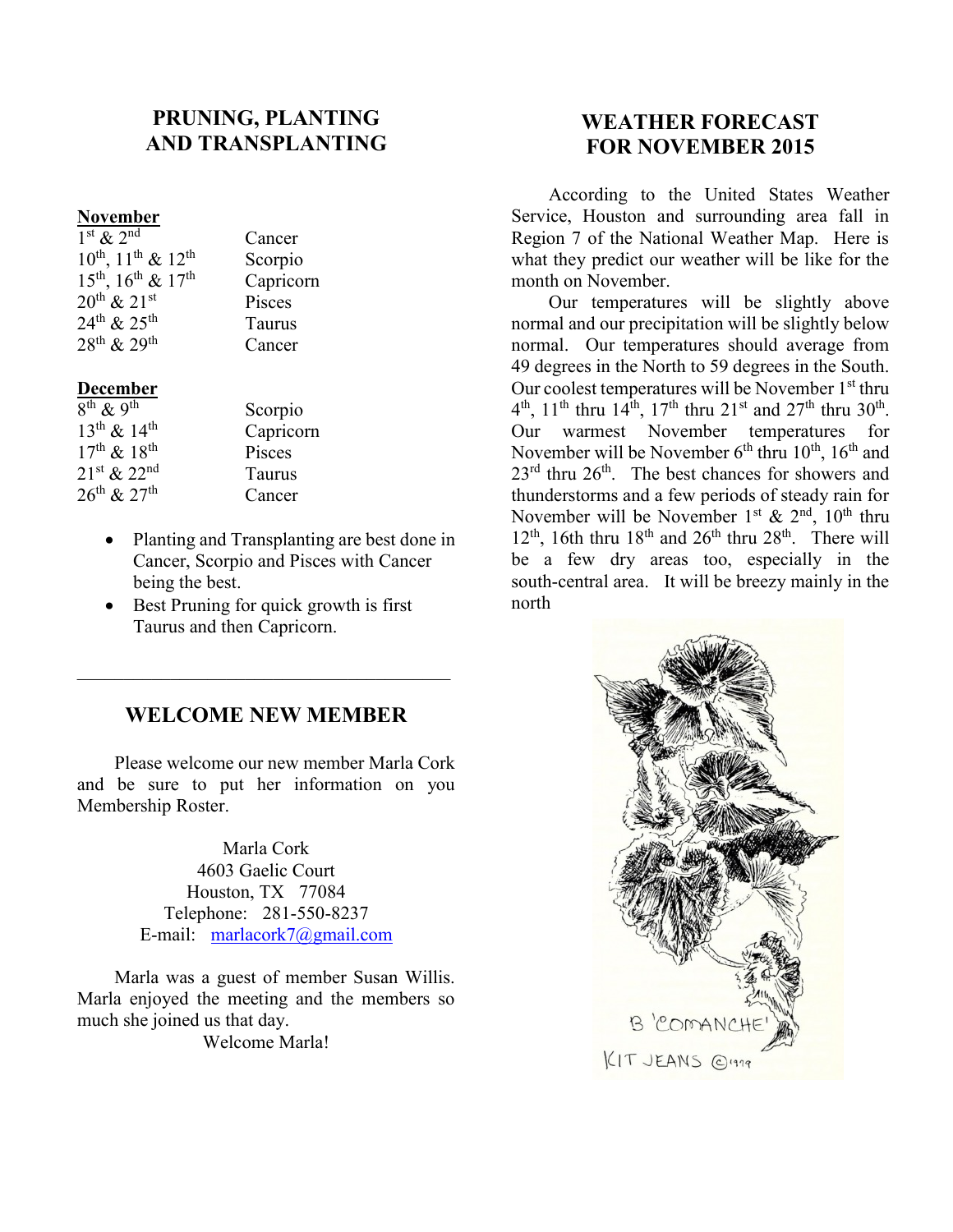## PRUNING, PLANTING AND TRANSPLANTING

**November**

| | |
|---|---|
| 1st & 2nd | Cancer |
| 10th, 11th & 12th | Scorpio |
| 15th, 16th & 17th | Capricorn |
| 20th & 21st | Pisces |
| 24th & 25th | Taurus |
| 28th & 29th | Cancer |

**December**

| | |
|---|---|
| 8th & 9th | Scorpio |
| 13th & 14th | Capricorn |
| 17th & 18th | Pisces |
| 21st & 22nd | Taurus |
| 26th & 27th | Cancer |

- Planting and Transplanting are best done in Cancer, Scorpio and Pisces with Cancer being the best.
- Best Pruning for quick growth is first Taurus and then Capricorn.

---

## WELCOME NEW MEMBER

Please welcome our new member Marla Cork and be sure to put her information on you Membership Roster.

Marla Cork
4603 Gaelic Court
Houston, TX 77084
Telephone: 281-550-8237
E-mail: marlacork7@gmail.com

Marla was a guest of member Susan Willis. Marla enjoyed the meeting and the members so much she joined us that day.

Welcome Marla!

## WEATHER FORECAST FOR NOVEMBER 2015

According to the United States Weather Service, Houston and surrounding area fall in Region 7 of the National Weather Map. Here is what they predict our weather will be like for the month on November.

Our temperatures will be slightly above normal and our precipitation will be slightly below normal. Our temperatures should average from 49 degrees in the North to 59 degrees in the South. Our coolest temperatures will be November 1st thru 4th, 11th thru 14th, 17th thru 21st and 27th thru 30th. Our warmest November temperatures for November will be November 6th thru 10th, 16th and 23rd thru 26th. The best chances for showers and thunderstorms and a few periods of steady rain for November will be November 1st & 2nd, 10th thru 12th, 16th thru 18th and 26th thru 28th. There will be a few dry areas too, especially in the south-central area. It will be breezy mainly in the north

B 'COMANCHE'
KIT JEANS ©1999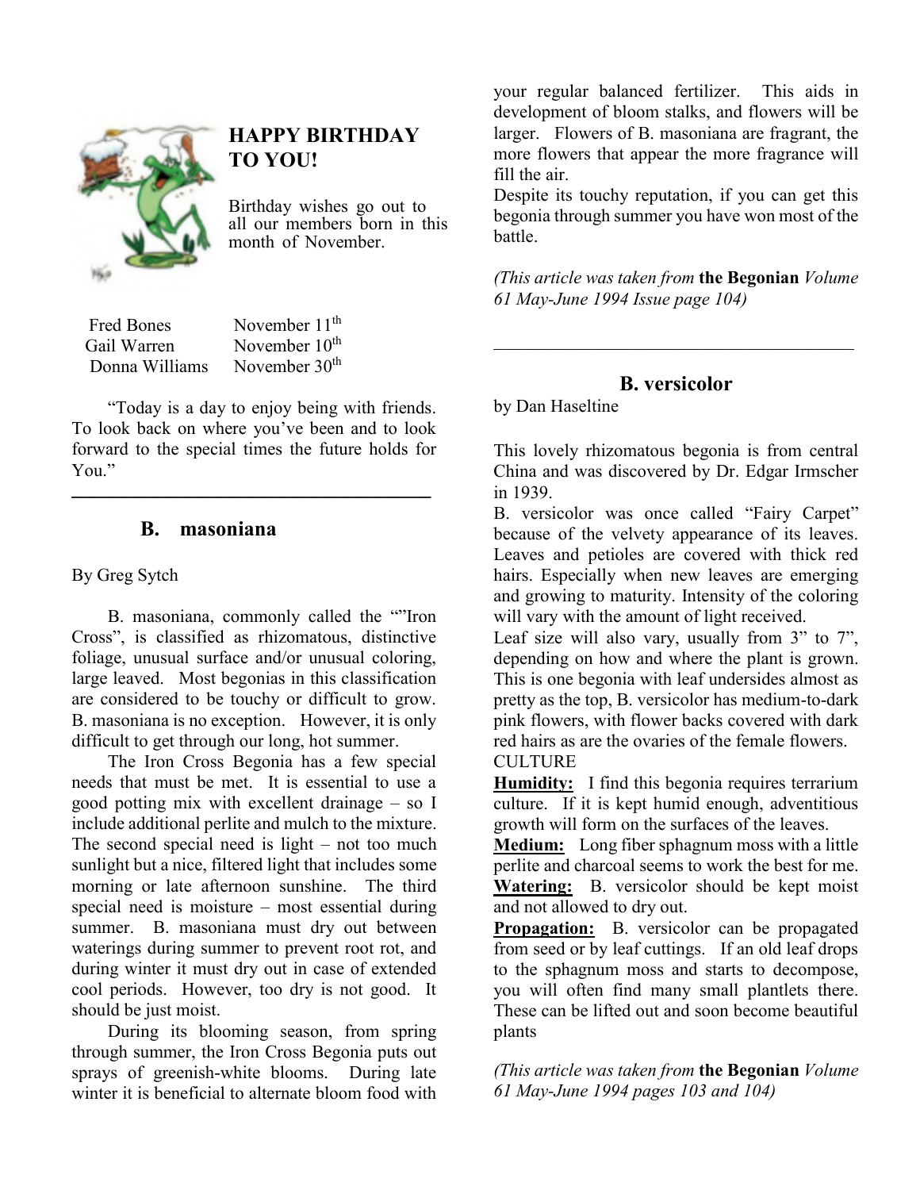## HAPPY BIRTHDAY TO YOU!

Birthday wishes go out to all our members born in this month of November.

| | |
|---|---|
| Fred Bones | November 11th |
| Gail Warren | November 10th |
| Donna Williams | November 30th |

"Today is a day to enjoy being with friends. To look back on where you've been and to look forward to the special times the future holds for You."

---

## B. masoniana

By Greg Sytch

B. masoniana, commonly called the ""Iron Cross", is classified as rhizomatous, distinctive foliage, unusual surface and/or unusual coloring, large leaved. Most begonias in this classification are considered to be touchy or difficult to grow. B. masoniana is no exception. However, it is only difficult to get through our long, hot summer.

The Iron Cross Begonia has a few special needs that must be met. It is essential to use a good potting mix with excellent drainage – so I include additional perlite and mulch to the mixture. The second special need is light – not too much sunlight but a nice, filtered light that includes some morning or late afternoon sunshine. The third special need is moisture – most essential during summer. B. masoniana must dry out between waterings during summer to prevent root rot, and during winter it must dry out in case of extended cool periods. However, too dry is not good. It should be just moist.

During its blooming season, from spring through summer, the Iron Cross Begonia puts out sprays of greenish-white blooms. During late winter it is beneficial to alternate bloom food with your regular balanced fertilizer. This aids in development of bloom stalks, and flowers will be larger. Flowers of B. masoniana are fragrant, the more flowers that appear the more fragrance will fill the air.

Despite its touchy reputation, if you can get this begonia through summer you have won most of the battle.

*(This article was taken from* **the Begonian** *Volume 61 May-June 1994 Issue page 104)*

---

## B. versicolor

by Dan Haseltine

This lovely rhizomatous begonia is from central China and was discovered by Dr. Edgar Irmscher in 1939.

B. versicolor was once called "Fairy Carpet" because of the velvety appearance of its leaves. Leaves and petioles are covered with thick red hairs. Especially when new leaves are emerging and growing to maturity. Intensity of the coloring will vary with the amount of light received.

Leaf size will also vary, usually from 3" to 7", depending on how and where the plant is grown. This is one begonia with leaf undersides almost as pretty as the top, B. versicolor has medium-to-dark pink flowers, with flower backs covered with dark red hairs as are the ovaries of the female flowers.

CULTURE

**Humidity:** I find this begonia requires terrarium culture. If it is kept humid enough, adventitious growth will form on the surfaces of the leaves.

**Medium:** Long fiber sphagnum moss with a little perlite and charcoal seems to work the best for me.

**Watering:** B. versicolor should be kept moist and not allowed to dry out.

**Propagation:** B. versicolor can be propagated from seed or by leaf cuttings. If an old leaf drops to the sphagnum moss and starts to decompose, you will often find many small plantlets there. These can be lifted out and soon become beautiful plants

*(This article was taken from* **the Begonian** *Volume 61 May-June 1994 pages 103 and 104)*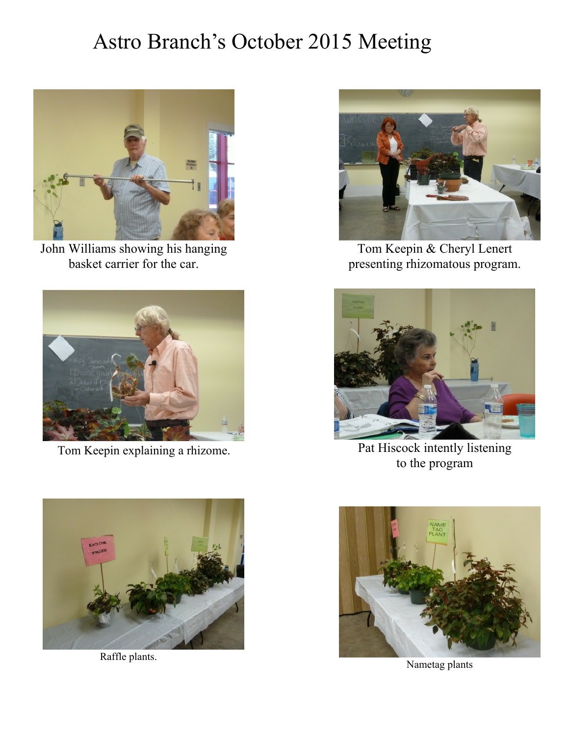# Astro Branch's October 2015 Meeting

John Williams showing his hanging basket carrier for the car.

Tom Keepin & Cheryl Lenert presenting rhizomatous program.

Tom Keepin explaining a rhizome.

Pat Hiscock intently listening to the program

Raffle plants.

Nametag plants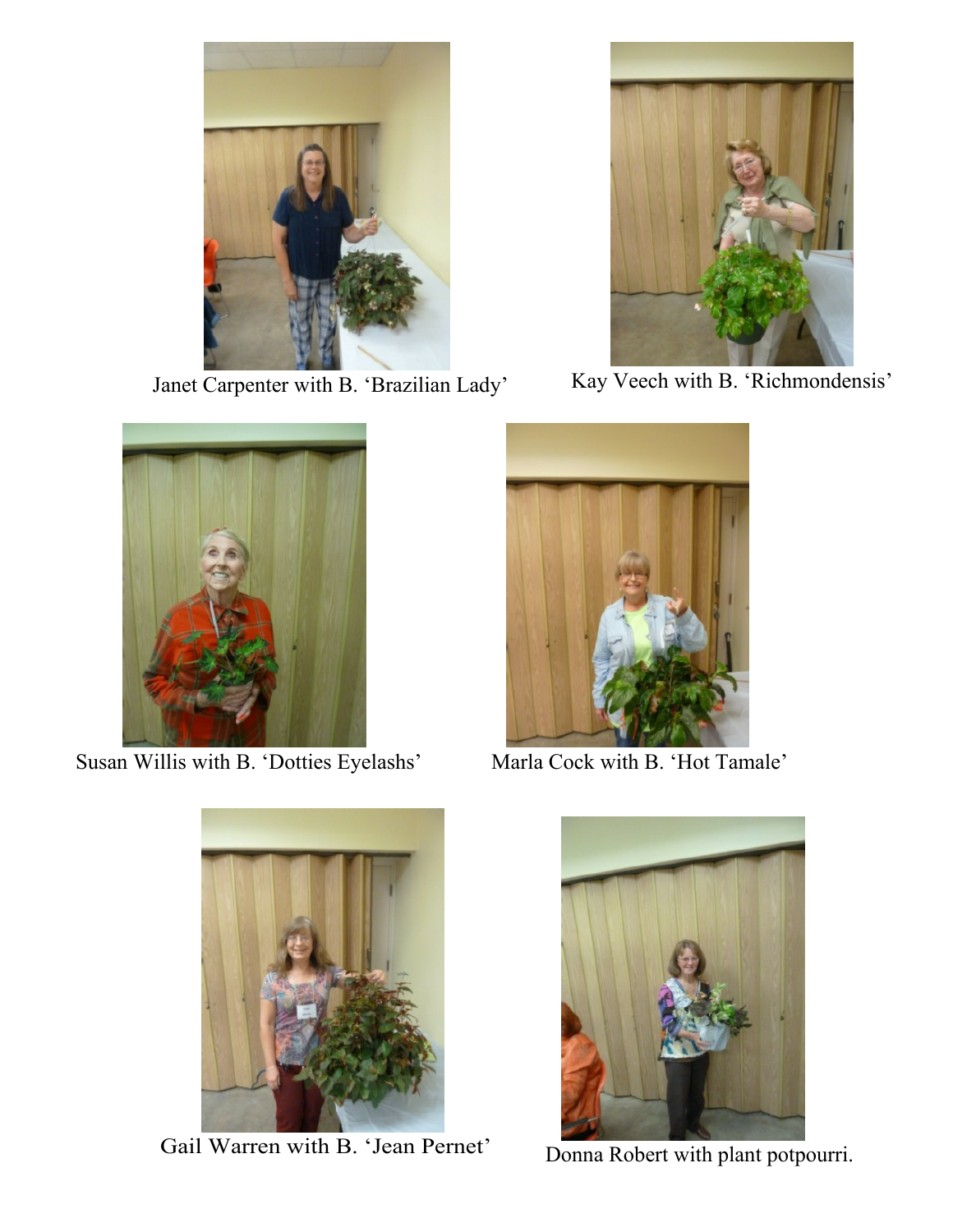Janet Carpenter with B. 'Brazilian Lady'

Kay Veech with B. 'Richmondensis'

Susan Willis with B. 'Dotties Eyelashs'

Marla Cock with B. 'Hot Tamale'

Gail Warren with B. 'Jean Pernet'

Donna Robert with plant potpourri.